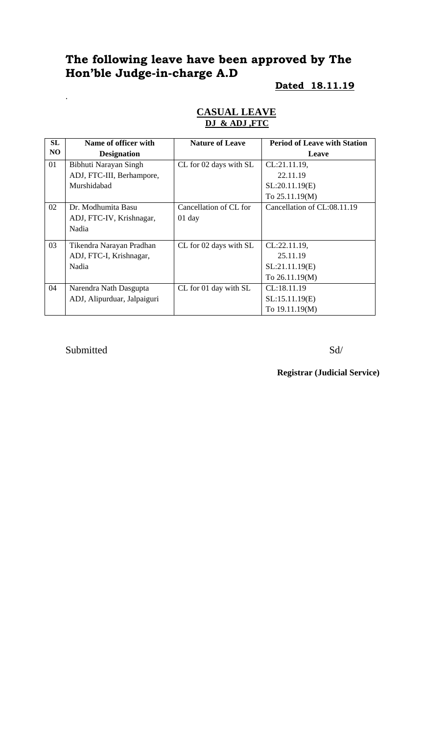# The following leave have been approved by The Hon'ble Judge-in-charge A.D

**Dated 18.11.19**

.

## CASUAL LEAVE

**DJ & ADJ ,FTC**

| SL NO | Name of officer with Designation | Nature of Leave | Period of Leave with Station Leave |
|---|---|---|---|
| 01 | Bibhuti Narayan Singh ADJ, FTC-III, Berhampore, Murshidabad | CL for 02 days with SL | CL:21.11.19, 22.11.19 SL:20.11.19(E) To 25.11.19(M) |
| 02 | Dr. Modhumita Basu ADJ, FTC-IV, Krishnagar, Nadia | Cancellation of CL for 01 day | Cancellation of CL:08.11.19 |
| 03 | Tikendra Narayan Pradhan ADJ, FTC-I, Krishnagar, Nadia | CL for 02 days with SL | CL:22.11.19, 25.11.19 SL:21.11.19(E) To 26.11.19(M) |
| 04 | Narendra Nath Dasgupta ADJ, Alipurduar, Jalpaiguri | CL for 01 day with SL | CL:18.11.19 SL:15.11.19(E) To 19.11.19(M) |

Submitted

Sd/

**Registrar (Judicial Service)**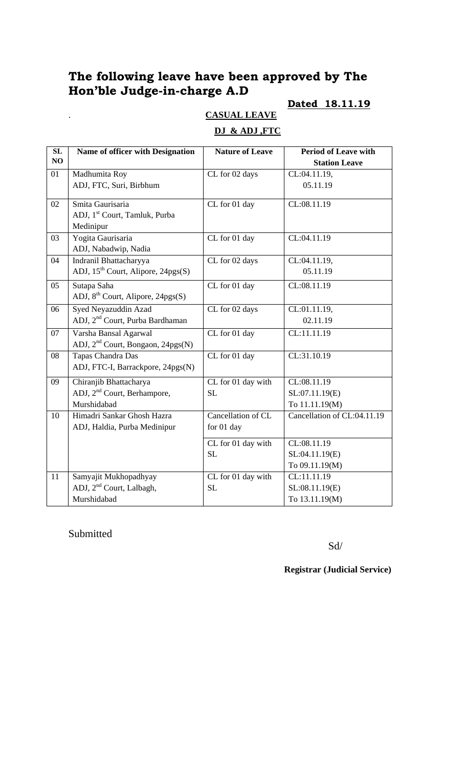# The following leave have been approved by The Hon'ble Judge-in-charge A.D

**Dated 18.11.19**

.

**CASUAL LEAVE**

**DJ & ADJ ,FTC**

| SL NO | Name of officer with Designation | Nature of Leave | Period of Leave with Station Leave |
|---|---|---|---|
| 01 | Madhumita Roy<br>ADJ, FTC, Suri, Birbhum | CL for 02 days | CL:04.11.19,<br>05.11.19 |
| 02 | Smita Gaurisaria<br>ADJ, 1st Court, Tamluk, Purba Medinipur | CL for 01 day | CL:08.11.19 |
| 03 | Yogita Gaurisaria<br>ADJ, Nabadwip, Nadia | CL for 01 day | CL:04.11.19 |
| 04 | Indranil Bhattacharyya<br>ADJ, 15th Court, Alipore, 24pgs(S) | CL for 02 days | CL:04.11.19,<br>05.11.19 |
| 05 | Sutapa Saha<br>ADJ, 8th Court, Alipore, 24pgs(S) | CL for 01 day | CL:08.11.19 |
| 06 | Syed Neyazuddin Azad<br>ADJ, 2nd Court, Purba Bardhaman | CL for 02 days | CL:01.11.19,<br>02.11.19 |
| 07 | Varsha Bansal Agarwal<br>ADJ, 2nd Court, Bongaon, 24pgs(N) | CL for 01 day | CL:11.11.19 |
| 08 | Tapas Chandra Das<br>ADJ, FTC-I, Barrackpore, 24pgs(N) | CL for 01 day | CL:31.10.19 |
| 09 | Chiranjib Bhattacharya<br>ADJ, 2nd Court, Berhampore, Murshidabad | CL for 01 day with SL | CL:08.11.19<br>SL:07.11.19(E)<br>To 11.11.19(M) |
| 10 | Himadri Sankar Ghosh Hazra<br>ADJ, Haldia, Purba Medinipur | Cancellation of CL for 01 day | Cancellation of CL:04.11.19 |
| | | CL for 01 day with SL | CL:08.11.19<br>SL:04.11.19(E)<br>To 09.11.19(M) |
| 11 | Samyajit Mukhopadhyay<br>ADJ, 2nd Court, Lalbagh, Murshidabad | CL for 01 day with SL | CL:11.11.19<br>SL:08.11.19(E)<br>To 13.11.19(M) |

Submitted

Sd/

**Registrar (Judicial Service)**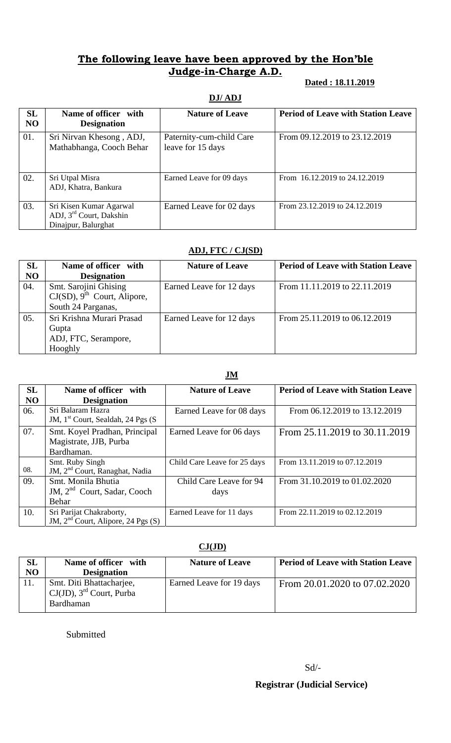## **The following leave have been approved by the Hon'ble Judge-in-Charge A.D.**

**Dated : 18.11.2019**

### **DJ/ ADJ**

| SL NO | Name of officer with Designation | Nature of Leave | Period of Leave with Station Leave |
|---|---|---|---|
| 01. | Sri Nirvan Khesong , ADJ, Mathabhanga, Cooch Behar | Paternity-cum-child Care leave for 15 days | From 09.12.2019 to 23.12.2019 |
| 02. | Sri Utpal Misra ADJ, Khatra, Bankura | Earned Leave for 09 days | From 16.12.2019 to 24.12.2019 |
| 03. | Sri Kisen Kumar Agarwal ADJ, 3rd Court, Dakshin Dinajpur, Balurghat | Earned Leave for 02 days | From 23.12.2019 to 24.12.2019 |

### **ADJ, FTC / CJ(SD)**

| SL NO | Name of officer with Designation | Nature of Leave | Period of Leave with Station Leave |
|---|---|---|---|
| 04. | Smt. Sarojini Ghising CJ(SD), 9th Court, Alipore, South 24 Parganas, | Earned Leave for 12 days | From 11.11.2019 to 22.11.2019 |
| 05. | Sri Krishna Murari Prasad Gupta ADJ, FTC, Serampore, Hooghly | Earned Leave for 12 days | From 25.11.2019 to 06.12.2019 |

### **JM**

| SL NO | Name of officer with Designation | Nature of Leave | Period of Leave with Station Leave |
|---|---|---|---|
| 06. | Sri Balaram Hazra JM, 1st Court, Sealdah, 24 Pgs (S | Earned Leave for 08 days | From 06.12.2019 to 13.12.2019 |
| 07. | Smt. Koyel Pradhan, Principal Magistrate, JJB, Purba Bardhaman. | Earned Leave for 06 days | From 25.11.2019 to 30.11.2019 |
| 08. | Smt. Ruby Singh JM, 2nd Court, Ranaghat, Nadia | Child Care Leave for 25 days | From 13.11.2019 to 07.12.2019 |
| 09. | Smt. Monila Bhutia JM, 2nd Court, Sadar, Cooch Behar | Child Care Leave for 94 days | From 31.10.2019 to 01.02.2020 |
| 10. | Sri Parijat Chakraborty, JM, 2nd Court, Alipore, 24 Pgs (S) | Earned Leave for 11 days | From 22.11.2019 to 02.12.2019 |

### **CJ(JD)**

| SL NO | Name of officer with Designation | Nature of Leave | Period of Leave with Station Leave |
|---|---|---|---|
| 11. | Smt. Diti Bhattacharjee, CJ(JD), 3rd Court, Purba Bardhaman | Earned Leave for 19 days | From 20.01.2020 to 07.02.2020 |

Submitted

Sd/-

**Registrar (Judicial Service)**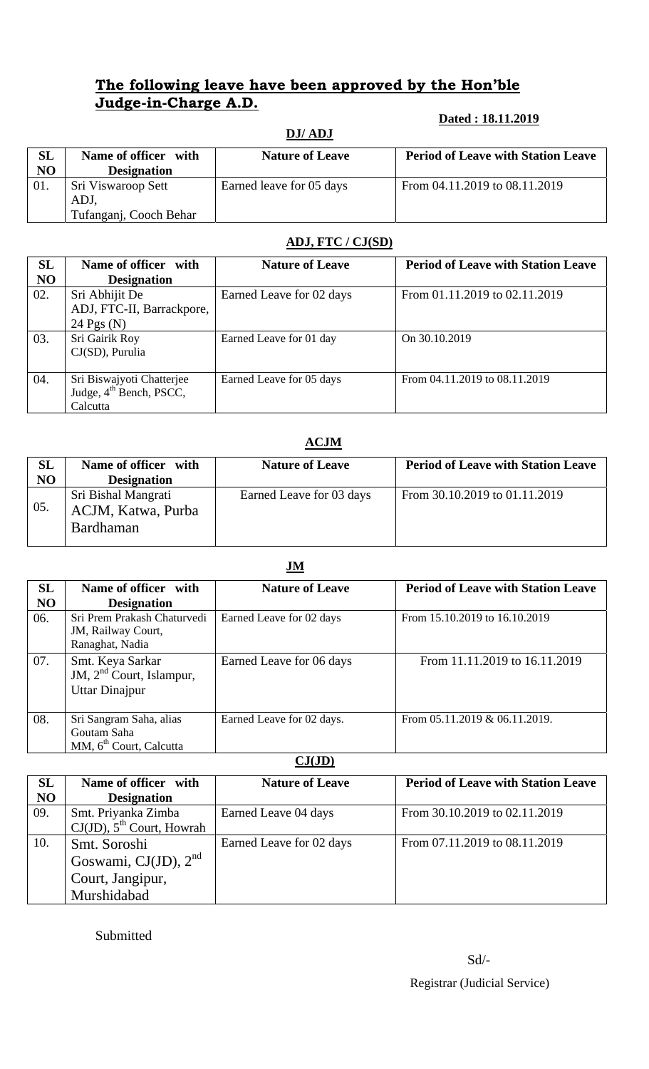## **The following leave have been approved by the Hon'ble Judge-in-Charge A.D.**

**Dated : 18.11.2019**

**DJ/ ADJ**

| SL NO | Name of officer with Designation | Nature of Leave | Period of Leave with Station Leave |
|---|---|---|---|
| 01. | Sri Viswaroop Sett ADJ, Tufanganj, Cooch Behar | Earned leave for 05 days | From 04.11.2019 to 08.11.2019 |

**ADJ, FTC / CJ(SD)**

| SL NO | Name of officer with Designation | Nature of Leave | Period of Leave with Station Leave |
|---|---|---|---|
| 02. | Sri Abhijit De ADJ, FTC-II, Barrackpore, 24 Pgs (N) | Earned Leave for 02 days | From 01.11.2019 to 02.11.2019 |
| 03. | Sri Gairik Roy CJ(SD), Purulia | Earned Leave for 01 day | On 30.10.2019 |
| 04. | Sri Biswajyoti Chatterjee Judge, 4th Bench, PSCC, Calcutta | Earned Leave for 05 days | From 04.11.2019 to 08.11.2019 |

**ACJM**

| SL NO | Name of officer with Designation | Nature of Leave | Period of Leave with Station Leave |
|---|---|---|---|
| 05. | Sri Bishal Mangrati ACJM, Katwa, Purba Bardhaman | Earned Leave for 03 days | From 30.10.2019 to 01.11.2019 |

**JM**

| SL NO | Name of officer with Designation | Nature of Leave | Period of Leave with Station Leave |
|---|---|---|---|
| 06. | Sri Prem Prakash Chaturvedi JM, Railway Court, Ranaghat, Nadia | Earned Leave for 02 days | From 15.10.2019 to 16.10.2019 |
| 07. | Smt. Keya Sarkar JM, 2nd Court, Islampur, Uttar Dinajpur | Earned Leave for 06 days | From 11.11.2019 to 16.11.2019 |
| 08. | Sri Sangram Saha, alias Goutam Saha MM, 6th Court, Calcutta | Earned Leave for 02 days. | From 05.11.2019 & 06.11.2019. |

**CJ(JD)**

| SL NO | Name of officer with Designation | Nature of Leave | Period of Leave with Station Leave |
|---|---|---|---|
| 09. | Smt. Priyanka Zimba CJ(JD), 5th Court, Howrah | Earned Leave 04 days | From 30.10.2019 to 02.11.2019 |
| 10. | Smt. Soroshi Goswami, CJ(JD), 2nd Court, Jangipur, Murshidabad | Earned Leave for 02 days | From 07.11.2019 to 08.11.2019 |

Submitted

Sd/-

Registrar (Judicial Service)